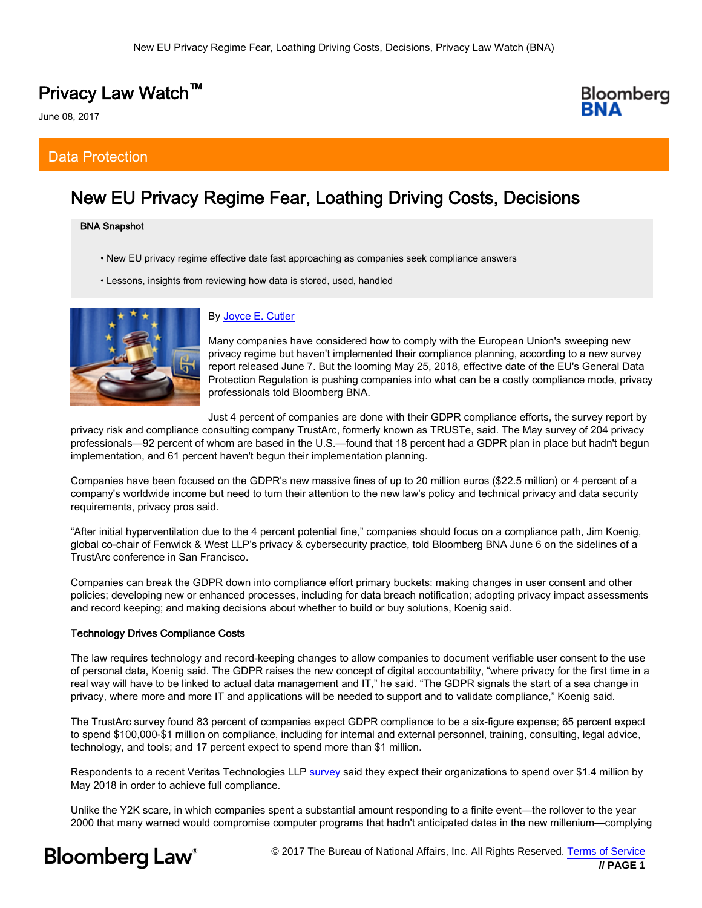# Privacy Law Watch™

June 08, 2017

## Data Protection

## New EU Privacy Regime Fear, Loathing Driving Costs, Decisions

**BNA Snapshot**

- New EU privacy regime effective date fast approaching as companies seek compliance answers
- Lessons, insights from reviewing how data is stored, used, handled

By Joyce E. Cutler

Many companies have considered how to comply with the European Union's sweeping new privacy regime but haven't implemented their compliance planning, according to a new survey report released June 7. But the looming May 25, 2018, effective date of the EU's General Data Protection Regulation is pushing companies into what can be a costly compliance mode, privacy professionals told Bloomberg BNA.

Just 4 percent of companies are done with their GDPR compliance efforts, the survey report by privacy risk and compliance consulting company TrustArc, formerly known as TRUSTe, said. The May survey of 204 privacy professionals—92 percent of whom are based in the U.S.—found that 18 percent had a GDPR plan in place but hadn't begun implementation, and 61 percent haven't begun their implementation planning.

Companies have been focused on the GDPR's new massive fines of up to 20 million euros ($22.5 million) or 4 percent of a company's worldwide income but need to turn their attention to the new law's policy and technical privacy and data security requirements, privacy pros said.

"After initial hyperventilation due to the 4 percent potential fine," companies should focus on a compliance path, Jim Koenig, global co-chair of Fenwick & West LLP's privacy & cybersecurity practice, told Bloomberg BNA June 6 on the sidelines of a TrustArc conference in San Francisco.

Companies can break the GDPR down into compliance effort primary buckets: making changes in user consent and other policies; developing new or enhanced processes, including for data breach notification; adopting privacy impact assessments and record keeping; and making decisions about whether to build or buy solutions, Koenig said.

**Technology Drives Compliance Costs**

The law requires technology and record-keeping changes to allow companies to document verifiable user consent to the use of personal data, Koenig said. The GDPR raises the new concept of digital accountability, "where privacy for the first time in a real way will have to be linked to actual data management and IT," he said. "The GDPR signals the start of a sea change in privacy, where more and more IT and applications will be needed to support and to validate compliance," Koenig said.

The TrustArc survey found 83 percent of companies expect GDPR compliance to be a six-figure expense; 65 percent expect to spend $100,000-$1 million on compliance, including for internal and external personnel, training, consulting, legal advice, technology, and tools; and 17 percent expect to spend more than $1 million.

Respondents to a recent Veritas Technologies LLP survey said they expect their organizations to spend over $1.4 million by May 2018 in order to achieve full compliance.

Unlike the Y2K scare, in which companies spent a substantial amount responding to a finite event—the rollover to the year 2000 that many warned would compromise computer programs that hadn't anticipated dates in the new millenium—complying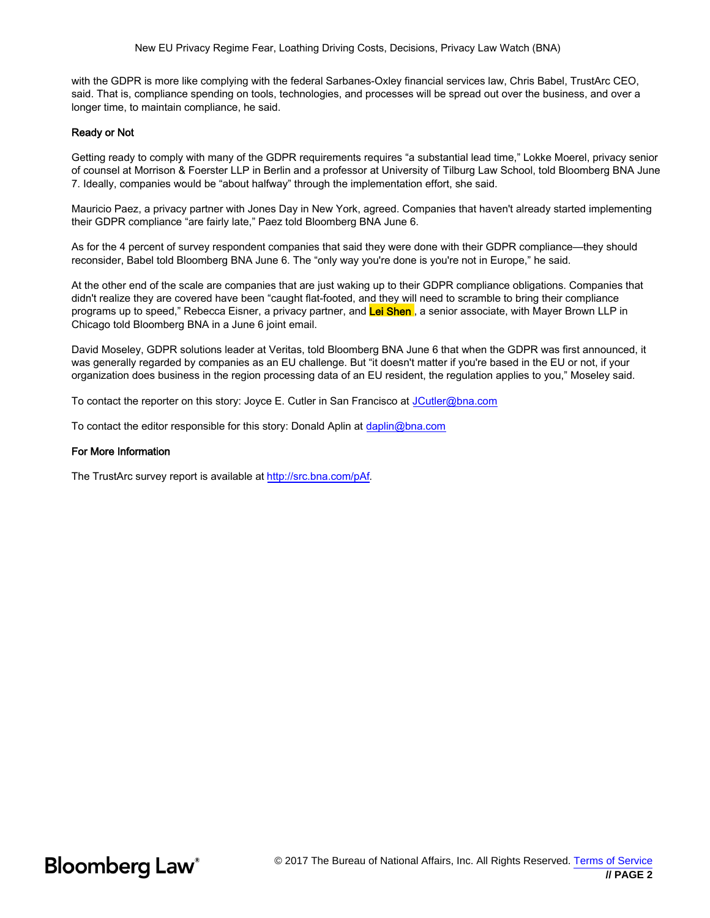with the GDPR is more like complying with the federal Sarbanes-Oxley financial services law, Chris Babel, TrustArc CEO, said. That is, compliance spending on tools, technologies, and processes will be spread out over the business, and over a longer time, to maintain compliance, he said.

**Ready or Not**

Getting ready to comply with many of the GDPR requirements requires “a substantial lead time,” Lokke Moerel, privacy senior of counsel at Morrison & Foerster LLP in Berlin and a professor at University of Tilburg Law School, told Bloomberg BNA June 7. Ideally, companies would be “about halfway” through the implementation effort, she said.

Mauricio Paez, a privacy partner with Jones Day in New York, agreed. Companies that haven't already started implementing their GDPR compliance “are fairly late,” Paez told Bloomberg BNA June 6.

As for the 4 percent of survey respondent companies that said they were done with their GDPR compliance—they should reconsider, Babel told Bloomberg BNA June 6. The “only way you're done is you're not in Europe,” he said.

At the other end of the scale are companies that are just waking up to their GDPR compliance obligations. Companies that didn't realize they are covered have been “caught flat-footed, and they will need to scramble to bring their compliance programs up to speed,” Rebecca Eisner, a privacy partner, and Lei Shen, a senior associate, with Mayer Brown LLP in Chicago told Bloomberg BNA in a June 6 joint email.

David Moseley, GDPR solutions leader at Veritas, told Bloomberg BNA June 6 that when the GDPR was first announced, it was generally regarded by companies as an EU challenge. But “it doesn't matter if you're based in the EU or not, if your organization does business in the region processing data of an EU resident, the regulation applies to you,” Moseley said.

To contact the reporter on this story: Joyce E. Cutler in San Francisco at JCutler@bna.com

To contact the editor responsible for this story: Donald Aplin at daplin@bna.com

**For More Information**

The TrustArc survey report is available at http://src.bna.com/pAf.